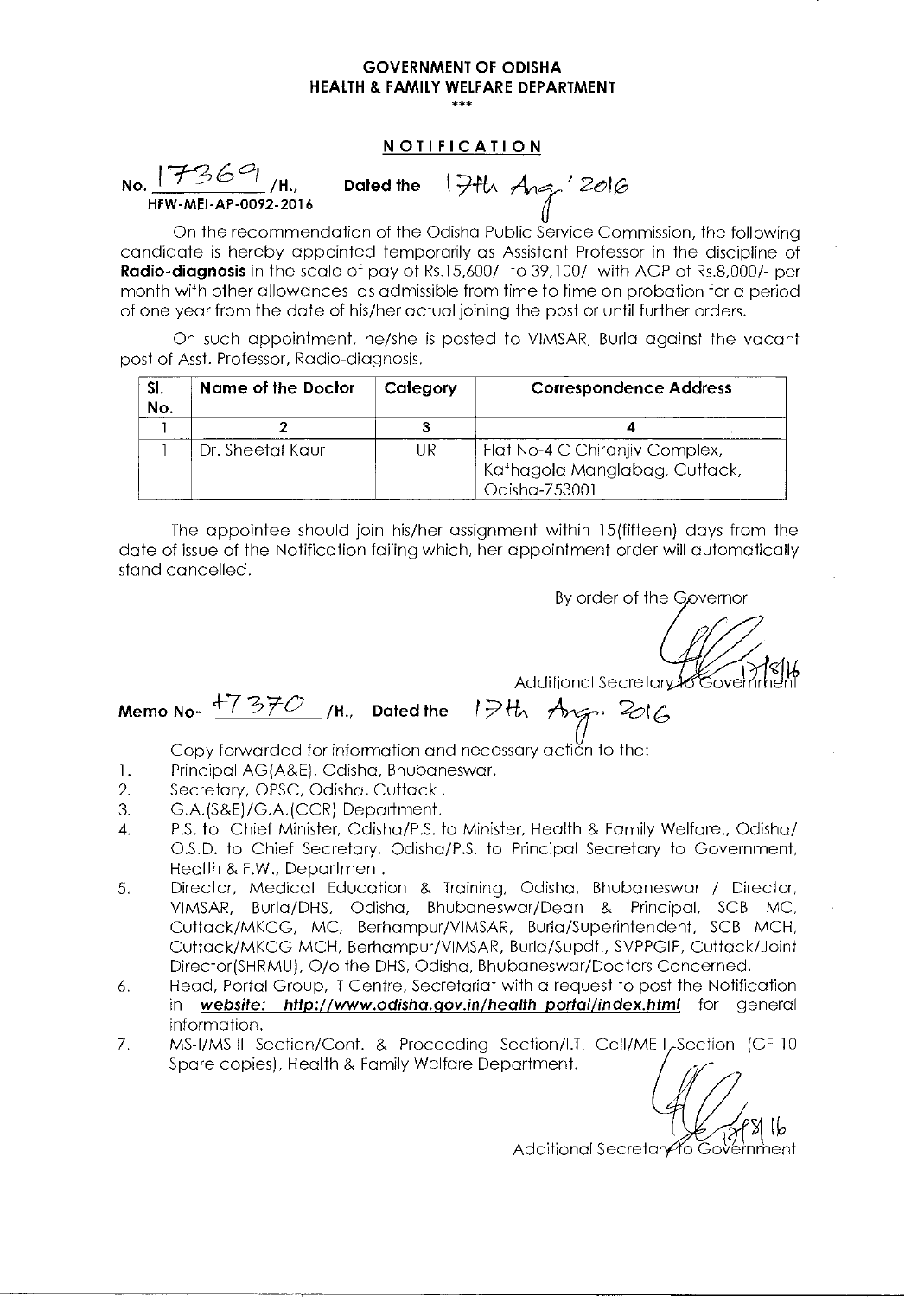**GOVERNMENT OF ODISHA**
**HEALTH & FAMILY WELFARE DEPARTMENT**

\*\*\*

## NOTIFICATION

No. 17369 /H., Dated the 17th Aug.' 2016
HFW-MEI-AP-0092-2016

On the recommendation of the Odisha Public Service Commission, the following candidate is hereby appointed temporarily as Assistant Professor in the discipline of **Radio-diagnosis** in the scale of pay of Rs.15,600/- to 39,100/- with AGP of Rs.8,000/- per month with other allowances as admissible from time to time on probation for a period of one year from the date of his/her actual joining the post or until further orders.

On such appointment, he/she is posted to VIMSAR, Burla against the vacant post of Asst. Professor, Radio-diagnosis.

| Sl. No. | Name of the Doctor | Category | Correspondence Address |
|---|---|---|---|
| 1 | 2 | 3 | 4 |
| 1 | Dr. Sheetal Kaur | UR | Flat No-4 C Chiranjiv Complex, Kathagola Manglabag, Cuttack, Odisha-753001 |

The appointee should join his/her assignment within 15(fifteen) days from the date of issue of the Notification failing which, her appointment order will automatically stand cancelled.

By order of the Governor

17/8/16
Additional Secretary to Government

Memo No- 17370 /H., Dated the 17th Aug. 2016

Copy forwarded for information and necessary action to the:

1. Principal AG(A&E), Odisha, Bhubaneswar.
2. Secretary, OPSC, Odisha, Cuttack .
3. G.A.(S&E)/G.A.(CCR) Department.
4. P.S. to Chief Minister, Odisha/P.S. to Minister, Health & Family Welfare., Odisha/ O.S.D. to Chief Secretary, Odisha/P.S. to Principal Secretary to Government, Health & F.W., Department.
5. Director, Medical Education & Training, Odisha, Bhubaneswar / Director, VIMSAR, Burla/DHS, Odisha, Bhubaneswar/Dean & Principal, SCB MC, Cuttack/MKCG, MC, Berhampur/VIMSAR, Burla/Superintendent, SCB MCH, Cuttack/MKCG MCH, Berhampur/VIMSAR, Burla/Supdt., SVPPGIP, Cuttack/Joint Director(SHRMU), O/o the DHS, Odisha, Bhubaneswar/Doctors Concerned.
6. Head, Portal Group, IT Centre, Secretariat with a request to post the Notification in ***website: http://www.odisha.gov.in/health portal/index.html*** for general information.
7. MS-I/MS-II Section/Conf. & Proceeding Section/I.T. Cell/ME-I Section (GF-10 Spare copies), Health & Family Welfare Department.

17/8/16
Additional Secretary to Government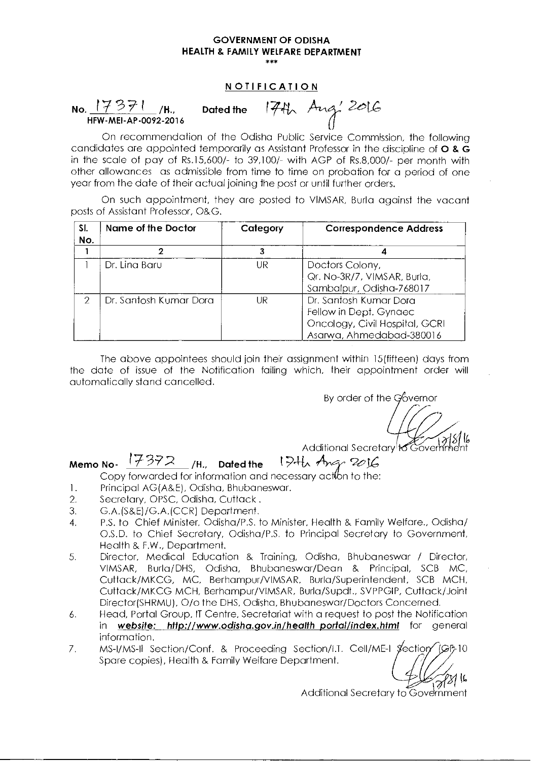**GOVERNMENT OF ODISHA**
**HEALTH & FAMILY WELFARE DEPARTMENT**
\*\*\*

**NOTIFICATION**

No. 17371 /H., Dated the 17th Aug' 2016
HFW-MEI-AP-0092-2016

On recommendation of the Odisha Public Service Commission, the following candidates are appointed temporarily as Assistant Professor in the discipline of **O & G** in the scale of pay of Rs.15,600/- to 39,100/- with AGP of Rs.8,000/- per month with other allowances as admissible from time to time on probation for a period of one year from the date of their actual joining the post or until further orders.

On such appointment, they are posted to VIMSAR, Burla against the vacant posts of Assistant Professor, O&G.

| Sl. No. | Name of the Doctor | Category | Correspondence Address |
|---|---|---|---|
| 1 | 2 | 3 | 4 |
| 1 | Dr. Lina Baru | UR | Doctors Colony, Qr. No-3R/7, VIMSAR, Burla, Sambalpur, Odisha-768017 |
| 2 | Dr. Santosh Kumar Dora | UR | Dr. Santosh Kumar Dora Fellow in Dept. Gynaec Oncology, Civil Hospital, GCRI Asarwa, Ahmedabad-380016 |

The above appointees should join their assignment within 15(fifteen) days from the date of issue of the Notification failing which, their appointment order will automatically stand cancelled.

By order of the Governor

17/8/16
Additional Secretary to Government

Memo No- 17372 /H., Dated the 17th Aug 2016

Copy forwarded for information and necessary action to the:

1. Principal AG(A&E), Odisha, Bhubaneswar.
2. Secretary, OPSC, Odisha, Cuttack.
3. G.A.(S&E)/G.A.(CCR) Department.
4. P.S. to Chief Minister, Odisha/P.S. to Minister, Health & Family Welfare., Odisha/ O.S.D. to Chief Secretary, Odisha/P.S. to Principal Secretary to Government, Health & F.W., Department.
5. Director, Medical Education & Training, Odisha, Bhubaneswar / Director, VIMSAR, Burla/DHS, Odisha, Bhubaneswar/Dean & Principal, SCB MC, Cuttack/MKCG, MC, Berhampur/VIMSAR, Burla/Superintendent, SCB MCH, Cuttack/MKCG MCH, Berhampur/VIMSAR, Burla/Supdt., SVPPGIP, Cuttack/Joint Director(SHRMU), O/o the DHS, Odisha, Bhubaneswar/Doctors Concerned.
6. Head, Portal Group, IT Centre, Secretariat with a request to post the Notification in ***website: http://www.odisha.gov.in/health portal/index.html*** for general information.
7. MS-I/MS-II Section/Conf. & Proceeding Section/I.T. Cell/ME-I Section (GF-10 Spare copies), Health & Family Welfare Department.

17/8/16
Additional Secretary to Government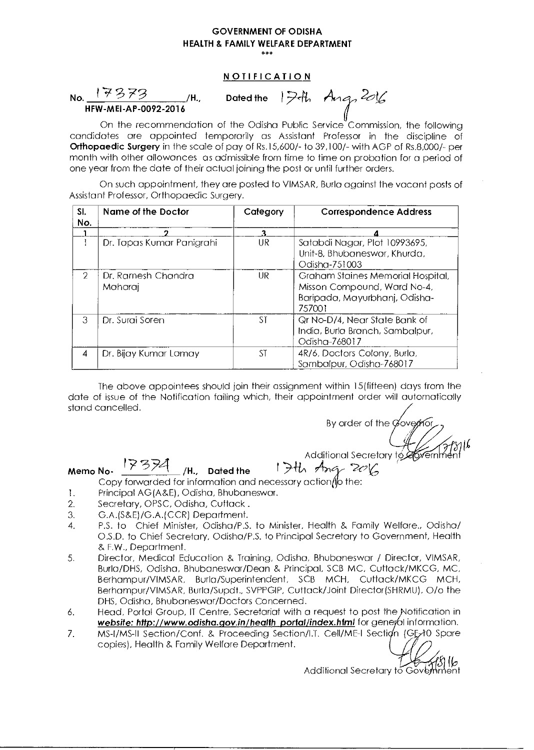**GOVERNMENT OF ODISHA**
**HEALTH & FAMILY WELFARE DEPARTMENT**

\*\*\*

## NOTIFICATION

No. 17373 /H., Dated the 17th Aug, 2016
**HFW-MEI-AP-0092-2016**

On the recommendation of the Odisha Public Service Commission, the following candidates are appointed temporarily as Assistant Professor in the discipline of **Orthopaedic Surgery** in the scale of pay of Rs.15,600/- to 39,100/- with AGP of Rs.8,000/- per month with other allowances as admissible from time to time on probation for a period of one year from the date of their actual joining the post or until further orders.

On such appointment, they are posted to VIMSAR, Burla against the vacant posts of Assistant Professor, Orthopaedic Surgery.

| Sl. No. | Name of the Doctor | Category | Correspondence Address |
|---|---|---|---|
| 1 | 2 | 3 | 4 |
| 1 | Dr. Tapas Kumar Panigrahi | UR | Satabdi Nagar, Plot 10993695, Unit-8, Bhubaneswar, Khurda, Odisha-751003 |
| 2 | Dr. Ramesh Chandra Maharaj | UR | Graham Staines Memorial Hospital, Misson Compound, Ward No-4, Baripada, Mayurbhanj, Odisha-757001 |
| 3 | Dr. Suraj Soren | ST | Qr No-D/4, Near State Bank of India, Burla Branch, Sambalpur, Odisha-768017 |
| 4 | Dr. Bijay Kumar Lamay | ST | 4R/6, Doctors Colony, Burla, Sambalpur, Odisha-768017 |

The above appointees should join their assignment within 15(fifteen) days from the date of issue of the Notification failing which, their appointment order will automatically stand cancelled.

By order of the Governor,

Additional Secretary to Government

Memo No- 17374 /H., Dated the 17th Aug 2016

Copy forwarded for information and necessary action to the:

1. Principal AG(A&E), Odisha, Bhubaneswar.
2. Secretary, OPSC, Odisha, Cuttack.
3. G.A.(S&E)/G.A.(CCR) Department.
4. P.S. to Chief Minister, Odisha/P.S. to Minister, Health & Family Welfare., Odisha/ O.S.D. to Chief Secretary, Odisha/P.S. to Principal Secretary to Government, Health & F.W., Department.
5. Director, Medical Education & Training, Odisha, Bhubaneswar / Director, VIMSAR, Burla/DHS, Odisha, Bhubaneswar/Dean & Principal, SCB MC, Cuttack/MKCG, MC, Berhampur/VIMSAR, Burla/Superintendent, SCB MCH, Cuttack/MKCG MCH, Berhampur/VIMSAR, Burla/Supdt., SVPPGIP, Cuttack/Joint Director(SHRMU), O/o the DHS, Odisha, Bhubaneswar/Doctors Concerned.
6. Head, Portal Group, IT Centre, Secretariat with a request to post the Notification in ***website: http://www.odisha.gov.in/health_portal/index.html*** for general information.
7. MS-I/MS-II Section/Conf. & Proceeding Section/I.T. Cell/ME-I Section (GE-10 Spare copies), Health & Family Welfare Department.

Additional Secretary to Government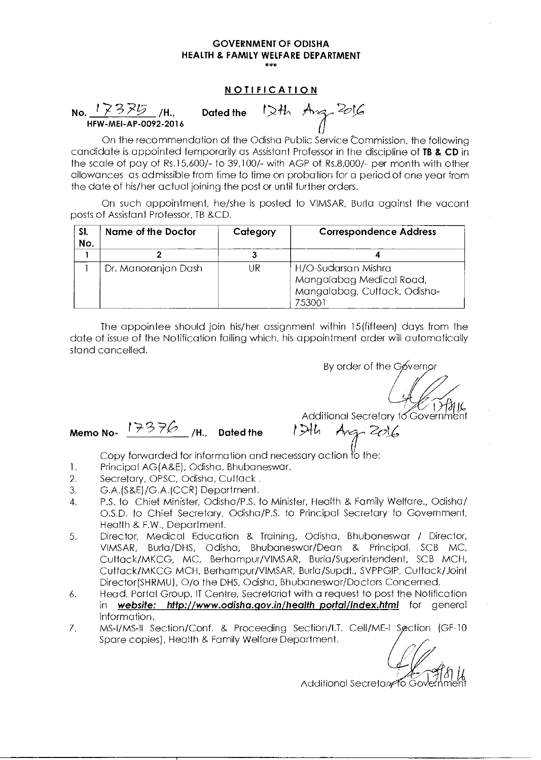**GOVERNMENT OF ODISHA**
**HEALTH & FAMILY WELFARE DEPARTMENT**

\*\*\*

**NOTIFICATION**

No. 17375 /H., Dated the 12th Aug 2016
HFW-MEI-AP-0092-2016

On the recommendation of the Odisha Public Service Commission, the following candidate is appointed temporarily as Assistant Professor in the discipline of **TB & CD** in the scale of pay of Rs.15,600/- to 39,100/- with AGP of Rs.8,000/- per month with other allowances as admissible from time to time on probation for a period of one year from the date of his/her actual joining the post or until further orders.

On such appointment, he/she is posted to VIMSAR, Burla against the vacant posts of Assistant Professor, TB &CD.

| Sl. No. | Name of the Doctor | Category | Correspondence Address |
|---|---|---|---|
| 1 | 2 | 3 | 4 |
| 1 | Dr. Manoranjan Dash | UR | H/O-Sudarsan Mishra Mangalabag Medical Road, Mangalabag, Cuttack, Odisha-753001 |

The appointee should join his/her assignment within 15(fifteen) days from the date of issue of the Notification failing which, his appointment order will automatically stand cancelled.

By order of the Governor

Additional Secretary to Government

Memo No- 17376 /H., Dated the 12th Aug 2016

Copy forwarded for information and necessary action to the:

1. Principal AG(A&E), Odisha, Bhubaneswar.
2. Secretary, OPSC, Odisha, Cuttack.
3. G.A.(S&E)/G.A.(CCR) Department.
4. P.S. to Chief Minister, Odisha/P.S. to Minister, Health & Family Welfare., Odisha/ O.S.D. to Chief Secretary, Odisha/P.S. to Principal Secretary to Government, Health & F.W., Department.
5. Director, Medical Education & Training, Odisha, Bhubaneswar / Director, VIMSAR, Burla/DHS, Odisha, Bhubaneswar/Dean & Principal, SCB MC, Cuttack/MKCG, MC, Berhampur/VIMSAR, Burla/Superintendent, SCB MCH, Cuttack/MKCG MCH, Berhampur/VIMSAR, Burla/Supdt., SVPPGIP, Cuttack/Joint Director(SHRMU), O/o the DHS, Odisha, Bhubaneswar/Doctors Concerned.
6. Head, Portal Group, IT Centre, Secretariat with a request to post the Notification in ***website: http://www.odisha.gov.in/health portal/index.html*** for general information.
7. MS-I/MS-II Section/Conf. & Proceeding Section/I.T. Cell/ME-I Section (GF-10 Spare copies), Health & Family Welfare Department.

Additional Secretary to Government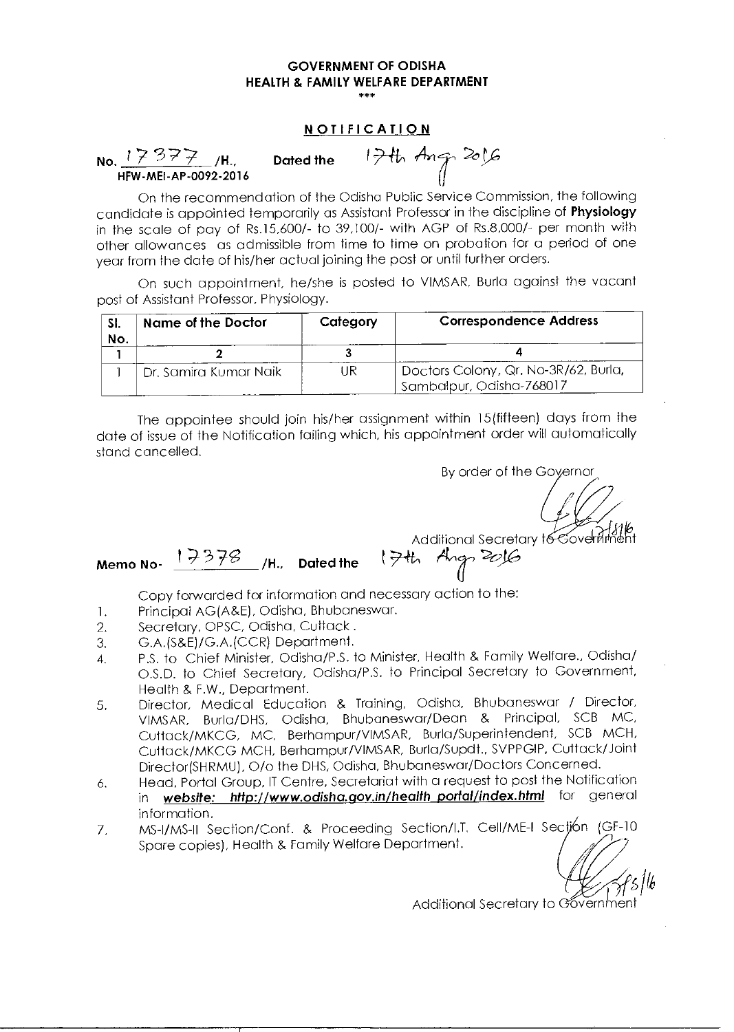**GOVERNMENT OF ODISHA**
**HEALTH & FAMILY WELFARE DEPARTMENT**

\*\*\*

**NOTIFICATION**

No. 17377 /H., Dated the 17th Aug 2016
HFW-MEI-AP-0092-2016

On the recommendation of the Odisha Public Service Commission, the following candidate is appointed temporarily as Assistant Professor in the discipline of **Physiology** in the scale of pay of Rs.15,600/- to 39,100/- with AGP of Rs.8,000/- per month with other allowances as admissible from time to time on probation for a period of one year from the date of his/her actual joining the post or until further orders.

On such appointment, he/she is posted to VIMSAR, Burla against the vacant post of Assistant Professor, Physiology.

| Sl. No. | Name of the Doctor | Category | Correspondence Address |
|---|---|---|---|
| 1 | 2 | 3 | 4 |
| 1 | Dr. Samira Kumar Naik | UR | Doctors Colony, Qr. No-3R/62, Burla, Sambalpur, Odisha-768017 |

The appointee should join his/her assignment within 15(fifteen) days from the date of issue of the Notification failing which, his appointment order will automatically stand cancelled.

By order of the Governor

Additional Secretary to Government

Memo No- 17378 /H., Dated the 17th Aug 2016

Copy forwarded for information and necessary action to the:

1. Principal AG(A&E), Odisha, Bhubaneswar.
2. Secretary, OPSC, Odisha, Cuttack.
3. G.A.(S&E)/G.A.(CCR) Department.
4. P.S. to Chief Minister, Odisha/P.S. to Minister, Health & Family Welfare., Odisha/ O.S.D. to Chief Secretary, Odisha/P.S. to Principal Secretary to Government, Health & F.W., Department.
5. Director, Medical Education & Training, Odisha, Bhubaneswar / Director, VIMSAR, Burla/DHS, Odisha, Bhubaneswar/Dean & Principal, SCB MC, Cuttack/MKCG, MC, Berhampur/VIMSAR, Burla/Superintendent, SCB MCH, Cuttack/MKCG MCH, Berhampur/VIMSAR, Burla/Supdt., SVPPGIP, Cuttack/Joint Director(SHRMU), O/o the DHS, Odisha, Bhubaneswar/Doctors Concerned.
6. Head, Portal Group, IT Centre, Secretariat with a request to post the Notification in ***website: http://www.odisha.gov.in/health_portal/index.html*** for general information.
7. MS-I/MS-II Section/Conf. & Proceeding Section/I.T. Cell/ME-I Section (GF-10 Spare copies), Health & Family Welfare Department.

Additional Secretary to Government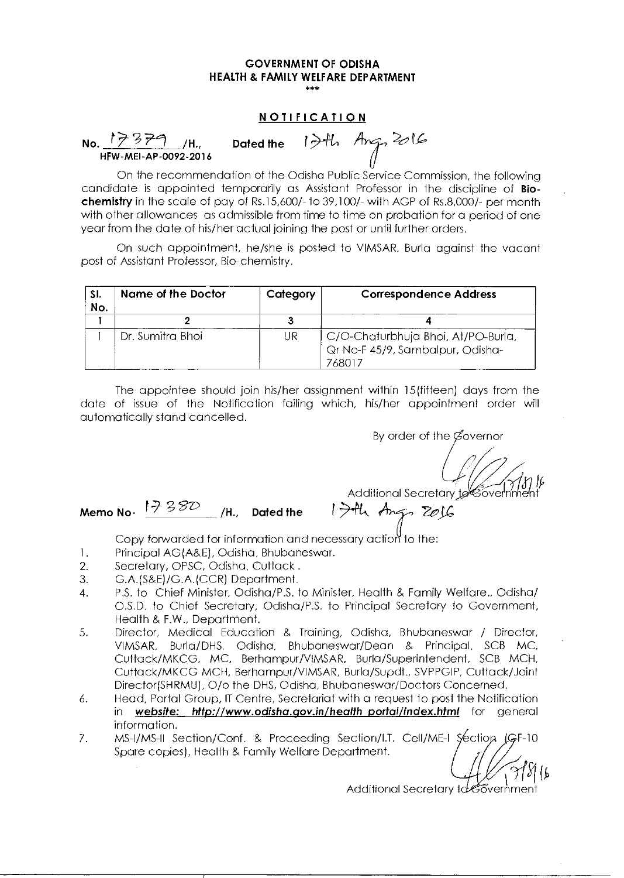**GOVERNMENT OF ODISHA**
**HEALTH & FAMILY WELFARE DEPARTMENT**

\*\*\*

**NOTIFICATION**

No. 17379 /H., Dated the 17th Aug, 2016
HFW-MEI-AP-0092-2016

On the recommendation of the Odisha Public Service Commission, the following candidate is appointed temporarily as Assistant Professor in the discipline of **Bio-chemistry** in the scale of pay of Rs.15,600/- to 39,100/- with AGP of Rs.8,000/- per month with other allowances as admissible from time to time on probation for a period of one year from the date of his/her actual joining the post or until further orders.

On such appointment, he/she is posted to VIMSAR, Burla against the vacant post of Assistant Professor, Bio-chemistry.

| Sl. No. | Name of the Doctor | Category | Correspondence Address |
|---|---|---|---|
| 1 | 2 | 3 | 4 |
| 1 | Dr. Sumitra Bhoi | UR | C/O-Chaturbhuja Bhoi, At/PO-Burla, Qr No-F 45/9, Sambalpur, Odisha-768017 |

The appointee should join his/her assignment within 15(fifteen) days from the date of issue of the Notification failing which, his/her appointment order will automatically stand cancelled.

By order of the Governor

Additional Secretary to Government

Memo No- 17380 /H., Dated the 17th Aug, 2016

Copy forwarded for information and necessary action to the:

1. Principal AG(A&E), Odisha, Bhubaneswar.
2. Secretary, OPSC, Odisha, Cuttack .
3. G.A.(S&E)/G.A.(CCR) Department.
4. P.S. to Chief Minister, Odisha/P.S. to Minister, Health & Family Welfare., Odisha/ O.S.D. to Chief Secretary, Odisha/P.S. to Principal Secretary to Government, Health & F.W., Department.
5. Director, Medical Education & Training, Odisha, Bhubaneswar / Director, VIMSAR, Burla/DHS, Odisha, Bhubaneswar/Dean & Principal, SCB MC, Cuttack/MKCG, MC, Berhampur/VIMSAR, Burla/Superintendent, SCB MCH, Cuttack/MKCG MCH, Berhampur/VIMSAR, Burla/Supdt., SVPPGIP, Cuttack/Joint Director(SHRMU), O/o the DHS, Odisha, Bhubaneswar/Doctors Concerned.
6. Head, Portal Group, IT Centre, Secretariat with a request to post the Notification in ***website: http://www.odisha.gov.in/health portal/index.html*** for general information.
7. MS-I/MS-II Section/Conf. & Proceeding Section/I.T. Cell/ME-I Section (GF-10 Spare copies), Health & Family Welfare Department.

Additional Secretary to Government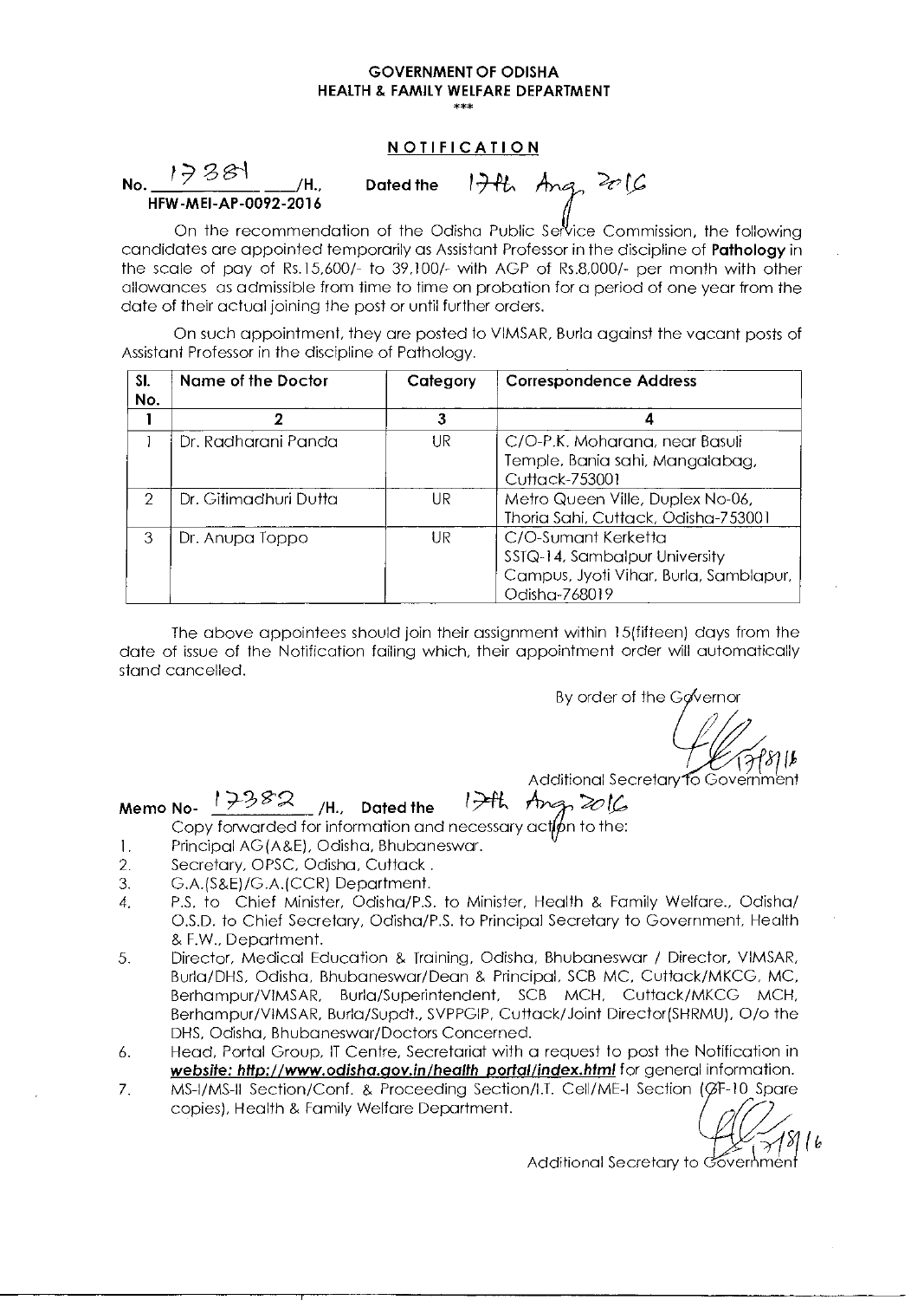**GOVERNMENT OF ODISHA**
**HEALTH & FAMILY WELFARE DEPARTMENT**
\*\*\*

## NOTIFICATION

No. 17381 /H., Dated the 17th Aug, 2016
HFW-MEI-AP-0092-2016

On the recommendation of the Odisha Public Service Commission, the following candidates are appointed temporarily as Assistant Professor in the discipline of **Pathology** in the scale of pay of Rs.15,600/- to 39,100/- with AGP of Rs.8,000/- per month with other allowances as admissible from time to time on probation for a period of one year from the date of their actual joining the post or until further orders.

On such appointment, they are posted to VIMSAR, Burla against the vacant posts of Assistant Professor in the discipline of Pathology.

| Sl. No. | Name of the Doctor | Category | Correspondence Address |
|---|---|---|---|
| 1 | 2 | 3 | 4 |
| 1 | Dr. Radharani Panda | UR | C/O-P.K. Moharana, near Basuli Temple, Bania sahi, Mangalabag, Cuttack-753001 |
| 2 | Dr. Gitimadhuri Dutta | UR | Metro Queen Ville, Duplex No-06, Thoria Sahi, Cuttack, Odisha-753001 |
| 3 | Dr. Anupa Toppo | UR | C/O-Sumant Kerketta SSTQ-14, Sambalpur University Campus, Jyoti Vihar, Burla, Samblapur, Odisha-768019 |

The above appointees should join their assignment within 15(fifteen) days from the date of issue of the Notification failing which, their appointment order will automatically stand cancelled.

By order of the Governor

17/8/16
Additional Secretary to Government

Memo No- 17382 /H., Dated the 17th Aug, 2016

Copy forwarded for information and necessary action to the:

1. Principal AG(A&E), Odisha, Bhubaneswar.
2. Secretary, OPSC, Odisha, Cuttack .
3. G.A.(S&E)/G.A.(CCR) Department.
4. P.S. to Chief Minister, Odisha/P.S. to Minister, Health & Family Welfare., Odisha/ O.S.D. to Chief Secretary, Odisha/P.S. to Principal Secretary to Government, Health & F.W., Department.
5. Director, Medical Education & Training, Odisha, Bhubaneswar / Director, VIMSAR, Burla/DHS, Odisha, Bhubaneswar/Dean & Principal, SCB MC, Cuttack/MKCG, MC, Berhampur/VIMSAR, Burla/Superintendent, SCB MCH, Cuttack/MKCG MCH, Berhampur/VIMSAR, Burla/Supdt., SVPPGIP, Cuttack/Joint Director(SHRMU), O/o the DHS, Odisha, Bhubaneswar/Doctors Concerned.
6. Head, Portal Group, IT Centre, Secretariat with a request to post the Notification in ***website: http://www.odisha.gov.in/health portal/index.html*** for general information.
7. MS-I/MS-II Section/Conf. & Proceeding Section/I.T. Cell/ME-I Section (GF-10 Spare copies), Health & Family Welfare Department.

17/8/16
Additional Secretary to Government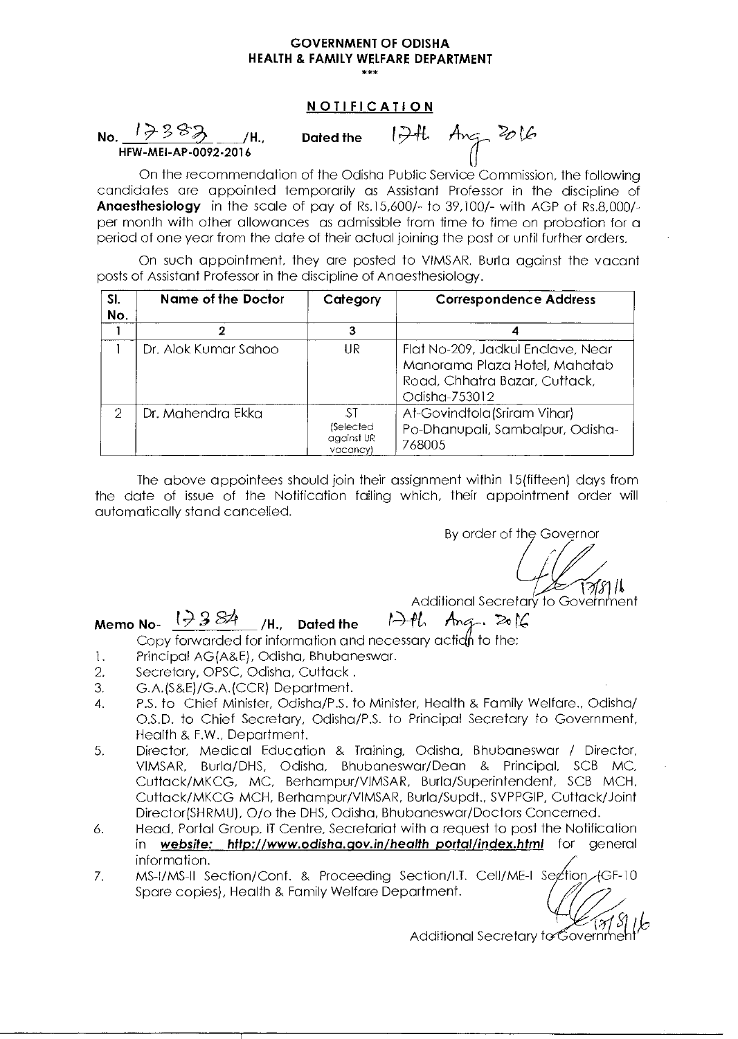**GOVERNMENT OF ODISHA**
**HEALTH & FAMILY WELFARE DEPARTMENT**

\*\*\*

## NOTIFICATION

No. 17383 /H., Dated the 17th Aug 2016
HFW-MEI-AP-0092-2016

On the recommendation of the Odisha Public Service Commission, the following candidates are appointed temporarily as Assistant Professor in the discipline of **Anaesthesiology** in the scale of pay of Rs.15,600/- to 39,100/- with AGP of Rs.8,000/- per month with other allowances as admissible from time to time on probation for a period of one year from the date of their actual joining the post or until further orders.

On such appointment, they are posted to VIMSAR, Burla against the vacant posts of Assistant Professor in the discipline of Anaesthesiology.

| Sl. No. | Name of the Doctor | Category | Correspondence Address |
|---|---|---|---|
| 1 | 2 | 3 | 4 |
| 1 | Dr. Alok Kumar Sahoo | UR | Flat No-209, Jadkul Enclave, Near Manorama Plaza Hotel, Mahatab Road, Chhatra Bazar, Cuttack, Odisha-753012 |
| 2 | Dr. Mahendra Ekka | ST (Selected against UR vacancy) | At-Govindtola(Sriram Vihar) Po-Dhanupali, Sambalpur, Odisha-768005 |

The above appointees should join their assignment within 15(fifteen) days from the date of issue of the Notification failing which, their appointment order will automatically stand cancelled.

By order of the Governor

17/8/16
Additional Secretary to Government

Memo No- 17384 /H., Dated the 17th Aug. 2016

Copy forwarded for information and necessary action to the:

1. Principal AG(A&E), Odisha, Bhubaneswar.
2. Secretary, OPSC, Odisha, Cuttack .
3. G.A.(S&E)/G.A.(CCR) Department.
4. P.S. to Chief Minister, Odisha/P.S. to Minister, Health & Family Welfare., Odisha/ O.S.D. to Chief Secretary, Odisha/P.S. to Principal Secretary to Government, Health & F.W., Department.
5. Director, Medical Education & Training, Odisha, Bhubaneswar / Director, VIMSAR, Burla/DHS, Odisha, Bhubaneswar/Dean & Principal, SCB MC, Cuttack/MKCG, MC, Berhampur/VIMSAR, Burla/Superintendent, SCB MCH, Cuttack/MKCG MCH, Berhampur/VIMSAR, Burla/Supdt., SVPPGIP, Cuttack/Joint Director(SHRMU), O/o the DHS, Odisha, Bhubaneswar/Doctors Concerned.
6. Head, Portal Group, IT Centre, Secretariat with a request to post the Notification in ***website: http://www.odisha.gov.in/health portal/index.html*** for general information.
7. MS-I/MS-II Section/Conf. & Proceeding Section/I.T. Cell/ME-I Section (GF-10 Spare copies), Health & Family Welfare Department.

17/8/16
Additional Secretary to Government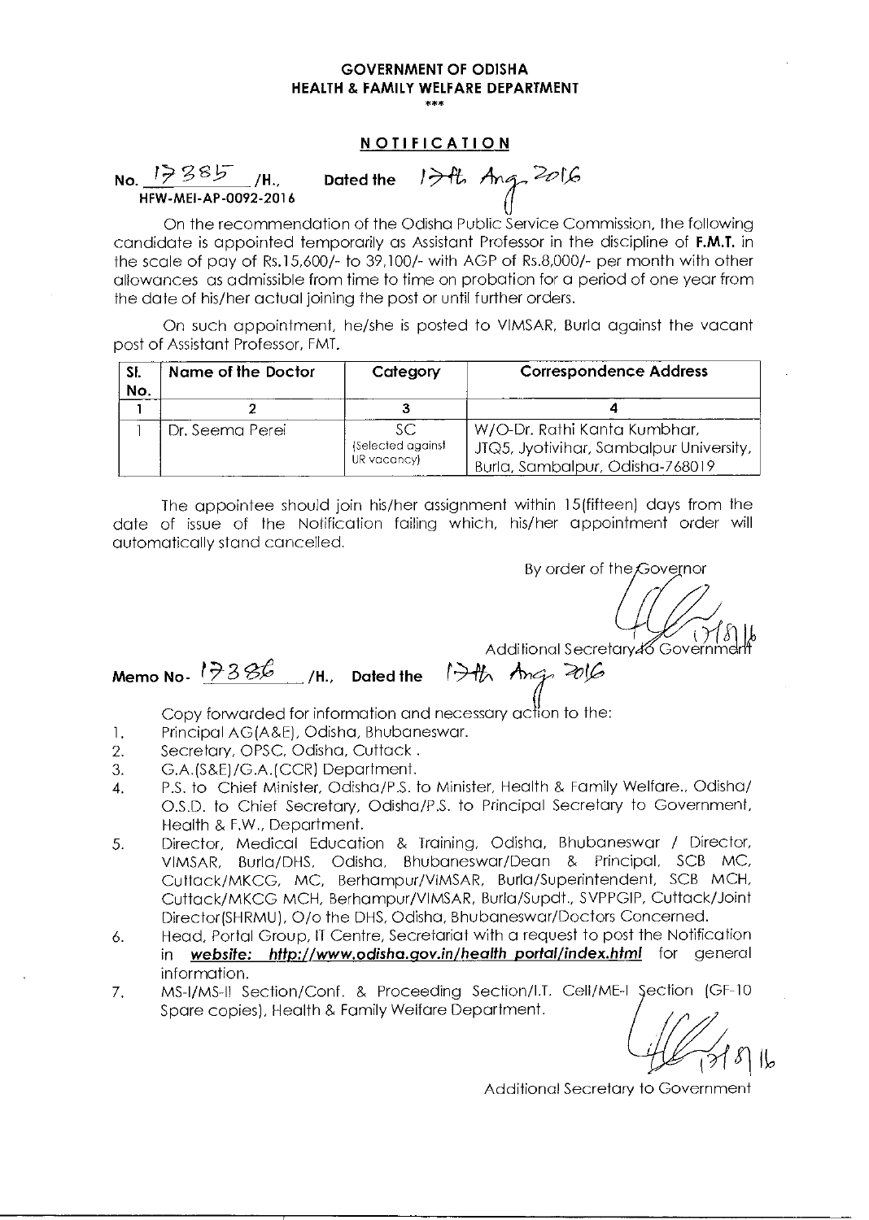**GOVERNMENT OF ODISHA**
**HEALTH & FAMILY WELFARE DEPARTMENT**

\*\*\*

## NOTIFICATION

No. 17385 /H., Dated the 17th Aug 2016
HFW-MEI-AP-0092-2016

On the recommendation of the Odisha Public Service Commission, the following candidate is appointed temporarily as Assistant Professor in the discipline of **F.M.T.** in the scale of pay of Rs.15,600/- to 39,100/- with AGP of Rs.8,000/- per month with other allowances as admissible from time to time on probation for a period of one year from the date of his/her actual joining the post or until further orders.

On such appointment, he/she is posted to VIMSAR, Burla against the vacant post of Assistant Professor, FMT.

| Sl. No. | Name of the Doctor | Category | Correspondence Address |
|---|---|---|---|
| 1 | 2 | 3 | 4 |
| 1 | Dr. Seema Perei | SC (Selected against UR vacancy) | W/O-Dr. Rathi Kanta Kumbhar, JTQ5, Jyotivihar, Sambalpur University, Burla, Sambalpur, Odisha-768019 |

The appointee should join his/her assignment within 15(fifteen) days from the date of issue of the Notification failing which, his/her appointment order will automatically stand cancelled.

By order of the Governor

17/8/16

Additional Secretary to Government

Memo No. 17386 /H., Dated the 17th Aug 2016

Copy forwarded for information and necessary action to the:

1. Principal AG(A&E), Odisha, Bhubaneswar.
2. Secretary, OPSC, Odisha, Cuttack .
3. G.A.(S&E)/G.A.(CCR) Department.
4. P.S. to Chief Minister, Odisha/P.S. to Minister, Health & Family Welfare., Odisha/ O.S.D. to Chief Secretary, Odisha/P.S. to Principal Secretary to Government, Health & F.W., Department.
5. Director, Medical Education & Training, Odisha, Bhubaneswar / Director, VIMSAR, Burla/DHS, Odisha, Bhubaneswar/Dean & Principal, SCB MC, Cuttack/MKCG, MC, Berhampur/VIMSAR, Burla/Superintendent, SCB MCH, Cuttack/MKCG MCH, Berhampur/VIMSAR, Burla/Supdt., SVPPGIP, Cuttack/Joint Director(SHRMU), O/o the DHS, Odisha, Bhubaneswar/Doctors Concerned.
6. Head, Portal Group, IT Centre, Secretariat with a request to post the Notification in ***website: http://www.odisha.gov.in/health portal/index.html*** for general information.
7. MS-I/MS-II Section/Conf. & Proceeding Section/I.T. Cell/ME-I Section (GF-10 Spare copies), Health & Family Welfare Department.

17/8/16

Additional Secretary to Government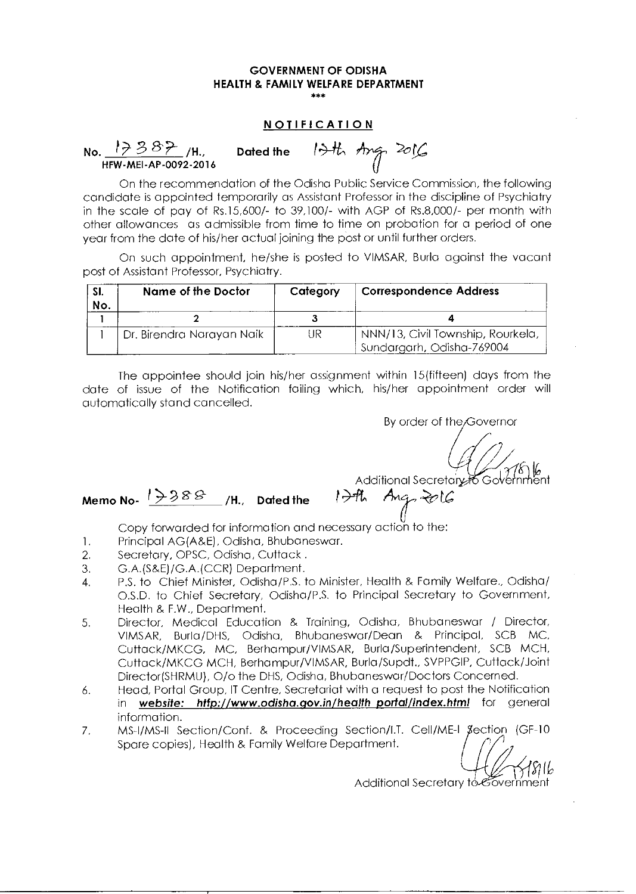**GOVERNMENT OF ODISHA**
**HEALTH & FAMILY WELFARE DEPARTMENT**

\*\*\*

**NOTIFICATION**

No. 17387 /H., Dated the 17th Aug 2016
HFW-MEI-AP-0092-2016

On the recommendation of the Odisha Public Service Commission, the following candidate is appointed temporarily as Assistant Professor in the discipline of Psychiatry in the scale of pay of Rs.15,600/- to 39,100/- with AGP of Rs.8,000/- per month with other allowances as admissible from time to time on probation for a period of one year from the date of his/her actual joining the post or until further orders.

On such appointment, he/she is posted to VIMSAR, Burla against the vacant post of Assistant Professor, Psychiatry.

| Sl. No. | Name of the Doctor | Category | Correspondence Address |
|---|---|---|---|
| 1 | 2 | 3 | 4 |
| 1 | Dr. Birendra Narayan Naik | UR | NNN/13, Civil Township, Rourkela, Sundargarh, Odisha-769004 |

The appointee should join his/her assignment within 15(fifteen) days from the date of issue of the Notification failing which, his/her appointment order will automatically stand cancelled.

By order of the Governor

17/8/16
Additional Secretary to Government

Memo No. 17388 /H., Dated the 17th Aug 2016

Copy forwarded for information and necessary action to the:

1. Principal AG(A&E), Odisha, Bhubaneswar.
2. Secretary, OPSC, Odisha, Cuttack .
3. G.A.(S&E)/G.A.(CCR) Department.
4. P.S. to Chief Minister, Odisha/P.S. to Minister, Health & Family Welfare., Odisha/ O.S.D. to Chief Secretary, Odisha/P.S. to Principal Secretary to Government, Health & F.W., Department.
5. Director, Medical Education & Training, Odisha, Bhubaneswar / Director, VIMSAR, Burla/DHS, Odisha, Bhubaneswar/Dean & Principal, SCB MC, Cuttack/MKCG, MC, Berhampur/VIMSAR, Burla/Superintendent, SCB MCH, Cuttack/MKCG MCH, Berhampur/VIMSAR, Burla/Supdt., SVPPGIP, Cuttack/Joint Director(SHRMU), O/o the DHS, Odisha, Bhubaneswar/Doctors Concerned.
6. Head, Portal Group, IT Centre, Secretariat with a request to post the Notification in ***website: http://www.odisha.gov.in/health portal/index.html*** for general information.
7. MS-I/MS-II Section/Conf. & Proceeding Section/I.T. Cell/ME-I Section (GF-10 Spare copies), Health & Family Welfare Department.

17/8/16
Additional Secretary to Government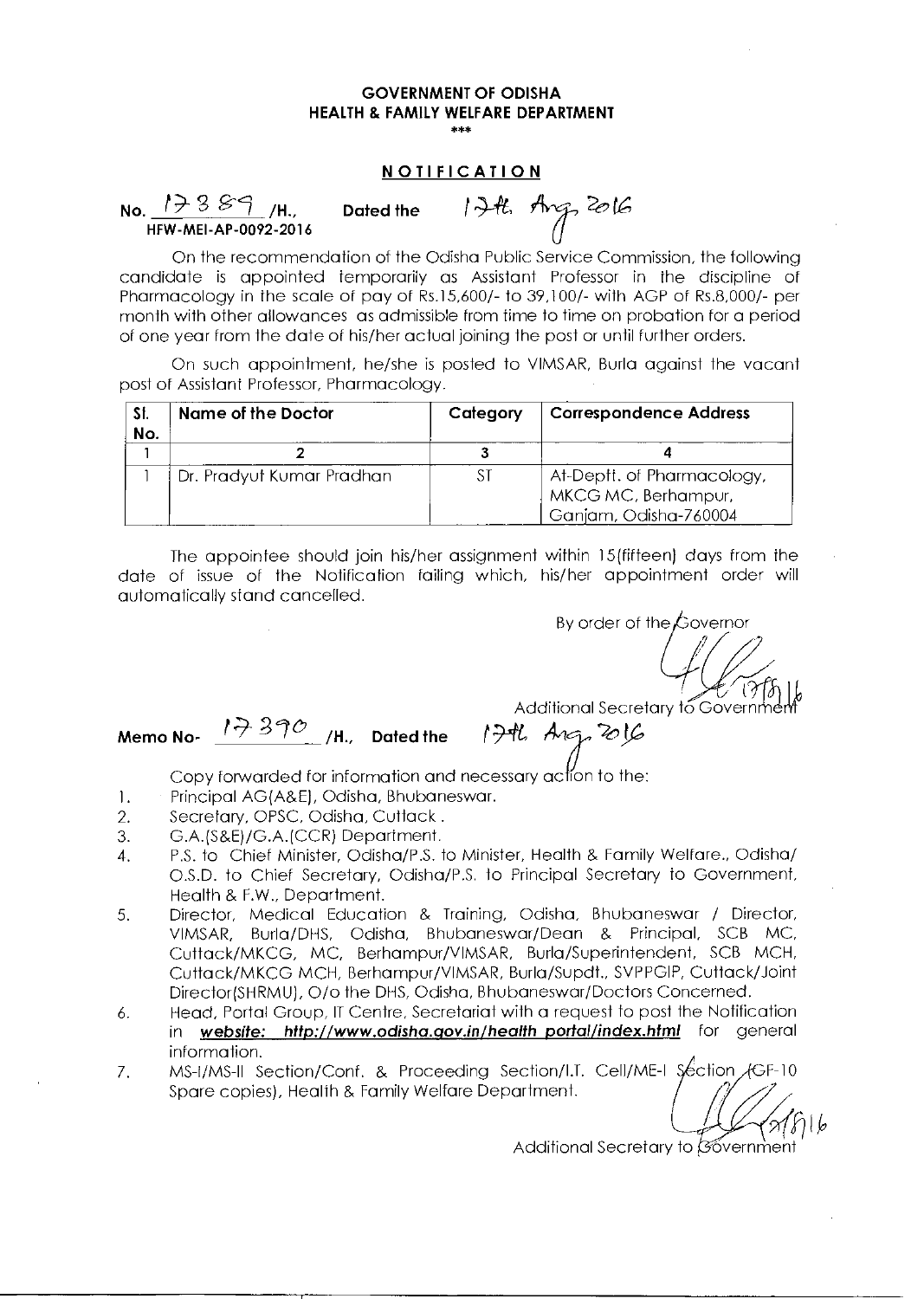**GOVERNMENT OF ODISHA**
**HEALTH & FAMILY WELFARE DEPARTMENT**

\*\*\*

## NOTIFICATION

No. 17389 /H., Dated the 17th Aug, 2016
HFW-MEI-AP-0092-2016

On the recommendation of the Odisha Public Service Commission, the following candidate is appointed temporarily as Assistant Professor in the discipline of Pharmacology in the scale of pay of Rs.15,600/- to 39,100/- with AGP of Rs.8,000/- per month with other allowances as admissible from time to time on probation for a period of one year from the date of his/her actual joining the post or until further orders.

On such appointment, he/she is posted to VIMSAR, Burla against the vacant post of Assistant Professor, Pharmacology.

| Sl. No. | Name of the Doctor | Category | Correspondence Address |
|---|---|---|---|
| 1 | 2 | 3 | 4 |
| 1 | Dr. Pradyut Kumar Pradhan | ST | At-Deptt. of Pharmacology, MKCG MC, Berhampur, Ganjam, Odisha-760004 |

The appointee should join his/her assignment within 15(fifteen) days from the date of issue of the Notification failing which, his/her appointment order will automatically stand cancelled.

By order of the Governor

Additional Secretary to Government

Memo No- 17390 /H., Dated the 17th Aug, 2016

Copy forwarded for information and necessary action to the:

1. Principal AG(A&E), Odisha, Bhubaneswar.
2. Secretary, OPSC, Odisha, Cuttack.
3. G.A.(S&E)/G.A.(CCR) Department.
4. P.S. to Chief Minister, Odisha/P.S. to Minister, Health & Family Welfare., Odisha/ O.S.D. to Chief Secretary, Odisha/P.S. to Principal Secretary to Government, Health & F.W., Department.
5. Director, Medical Education & Training, Odisha, Bhubaneswar / Director, VIMSAR, Burla/DHS, Odisha, Bhubaneswar/Dean & Principal, SCB MC, Cuttack/MKCG, MC, Berhampur/VIMSAR, Burla/Superintendent, SCB MCH, Cuttack/MKCG MCH, Berhampur/VIMSAR, Burla/Supdt., SVPPGIP, Cuttack/Joint Director(SHRMU), O/o the DHS, Odisha, Bhubaneswar/Doctors Concerned.
6. Head, Portal Group, IT Centre, Secretariat with a request to post the Notification in ***website: http://www.odisha.gov.in/health portal/index.html*** for general information.
7. MS-I/MS-II Section/Conf. & Proceeding Section/I.T. Cell/ME-I Section (GF-10 Spare copies), Health & Family Welfare Department.

Additional Secretary to Government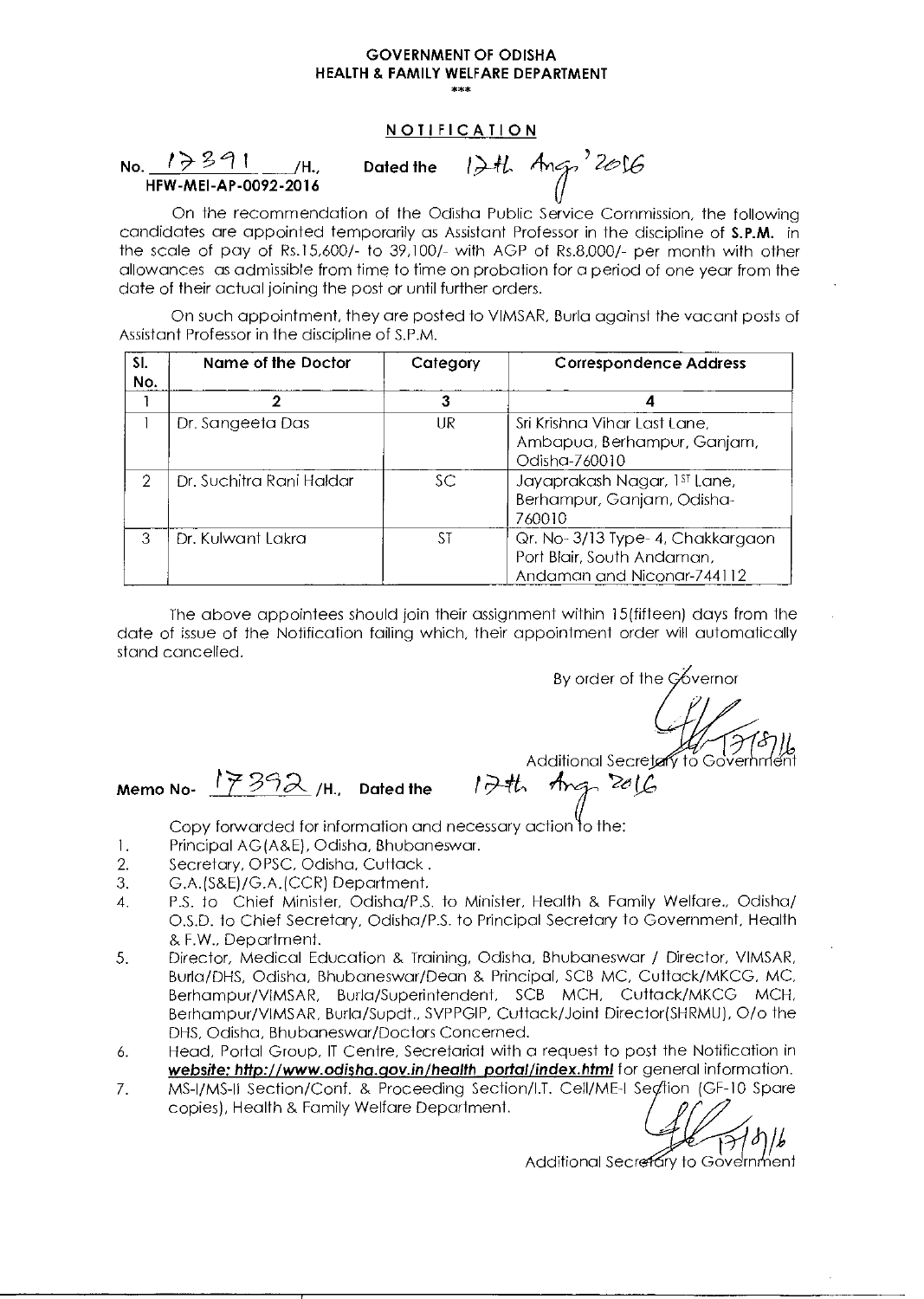**GOVERNMENT OF ODISHA**
**HEALTH & FAMILY WELFARE DEPARTMENT**

\*\*\*

**NOTIFICATION**

No. 17391 /H., Dated the 17th Aug,' 2016
**HFW-MEI-AP-0092-2016**

On the recommendation of the Odisha Public Service Commission, the following candidates are appointed temporarily as Assistant Professor in the discipline of **S.P.M.** in the scale of pay of Rs.15,600/- to 39,100/- with AGP of Rs.8,000/- per month with other allowances as admissible from time to time on probation for a period of one year from the date of their actual joining the post or until further orders.

On such appointment, they are posted to VIMSAR, Burla against the vacant posts of Assistant Professor in the discipline of S.P.M.

| Sl. No. | Name of the Doctor | Category | Correspondence Address |
|---|---|---|---|
| 1 | 2 | 3 | 4 |
| 1 | Dr. Sangeeta Das | UR | Sri Krishna Vihar Last Lane, Ambapua, Berhampur, Ganjam, Odisha-760010 |
| 2 | Dr. Suchitra Rani Haldar | SC | Jayaprakash Nagar, 1ST Lane, Berhampur, Ganjam, Odisha-760010 |
| 3 | Dr. Kulwant Lakra | ST | Qr. No- 3/13 Type- 4, Chakkargaon Port Blair, South Andaman, Andaman and Niconar-744112 |

The above appointees should join their assignment within 15(fifteen) days from the date of issue of the Notification failing which, their appointment order will automatically stand cancelled.

By order of the Governor

Sd/- 17/8/16
Additional Secretary to Government

Memo No- 17392 /H., Dated the 17th Aug 2016

Copy forwarded for information and necessary action to the:

1. Principal AG(A&E), Odisha, Bhubaneswar.
2. Secretary, OPSC, Odisha, Cuttack.
3. G.A.(S&E)/G.A.(CCR) Department.
4. P.S. to Chief Minister, Odisha/P.S. to Minister, Health & Family Welfare., Odisha/ O.S.D. to Chief Secretary, Odisha/P.S. to Principal Secretary to Government, Health & F.W., Department.
5. Director, Medical Education & Training, Odisha, Bhubaneswar / Director, VIMSAR, Burla/DHS, Odisha, Bhubaneswar/Dean & Principal, SCB MC, Cuttack/MKCG, MC, Berhampur/VIMSAR, Burla/Superintendent, SCB MCH, Cuttack/MKCG MCH, Berhampur/VIMSAR, Burla/Supdt., SVPPGIP, Cuttack/Joint Director(SHRMU), O/o the DHS, Odisha, Bhubaneswar/Doctors Concerned.
6. Head, Portal Group, IT Centre, Secretariat with a request to post the Notification in **website: http://www.odisha.gov.in/health portal/index.html** for general information.
7. MS-I/MS-II Section/Conf. & Proceeding Section/I.T. Cell/ME-I Section (GF-10 Spare copies), Health & Family Welfare Department.

Sd/- 17/8/16
Additional Secretary to Government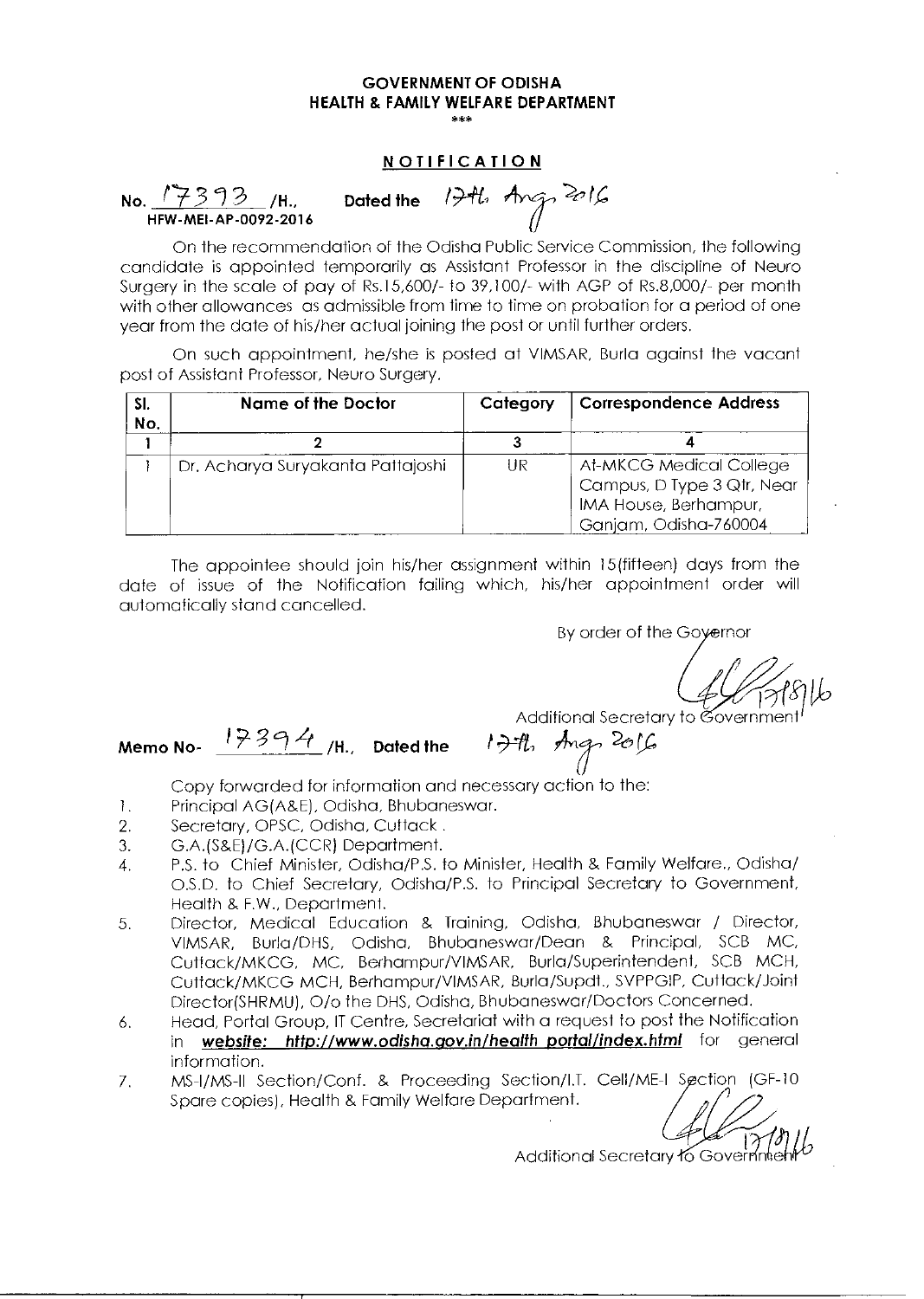**GOVERNMENT OF ODISHA**
**HEALTH & FAMILY WELFARE DEPARTMENT**
\*\*\*

**NOTIFICATION**

No. 17393 /H., Dated the 17th Aug 2016
**HFW-MEI-AP-0092-2016**

On the recommendation of the Odisha Public Service Commission, the following candidate is appointed temporarily as Assistant Professor in the discipline of Neuro Surgery in the scale of pay of Rs.15,600/- to 39,100/- with AGP of Rs.8,000/- per month with other allowances as admissible from time to time on probation for a period of one year from the date of his/her actual joining the post or until further orders.

On such appointment, he/she is posted at VIMSAR, Burla against the vacant post of Assistant Professor, Neuro Surgery.

| Sl. No. | Name of the Doctor | Category | Correspondence Address |
|---|---|---|---|
| 1 | 2 | 3 | 4 |
| 1 | Dr. Acharya Suryakanta Pattajoshi | UR | At-MKCG Medical College Campus, D Type 3 Qtr, Near IMA House, Berhampur, Ganjam, Odisha-760004 |

The appointee should join his/her assignment within 15(fifteen) days from the date of issue of the Notification failing which, his/her appointment order will automatically stand cancelled.

By order of the Governor

17/8/16

Additional Secretary to Government

Memo No- 17394 /H., Dated the 17th Aug 2016

Copy forwarded for information and necessary action to the:

1. Principal AG(A&E), Odisha, Bhubaneswar.
2. Secretary, OPSC, Odisha, Cuttack .
3. G.A.(S&E)/G.A.(CCR) Department.
4. P.S. to Chief Minister, Odisha/P.S. to Minister, Health & Family Welfare., Odisha/ O.S.D. to Chief Secretary, Odisha/P.S. to Principal Secretary to Government, Health & F.W., Department.
5. Director, Medical Education & Training, Odisha, Bhubaneswar / Director, VIMSAR, Burla/DHS, Odisha, Bhubaneswar/Dean & Principal, SCB MC, Cuttack/MKCG, MC, Berhampur/VIMSAR, Burla/Superintendent, SCB MCH, Cuttack/MKCG MCH, Berhampur/VIMSAR, Burla/Supdt., SVPPGIP, Cuttack/Joint Director(SHRMU), O/o the DHS, Odisha, Bhubaneswar/Doctors Concerned.
6. Head, Portal Group, IT Centre, Secretariat with a request to post the Notification in ***website: http://www.odisha.gov.in/health portal/index.html*** for general information.
7. MS-I/MS-II Section/Conf. & Proceeding Section/I.T. Cell/ME-I Section (GF-10 Spare copies), Health & Family Welfare Department.

17/8/16

Additional Secretary to Government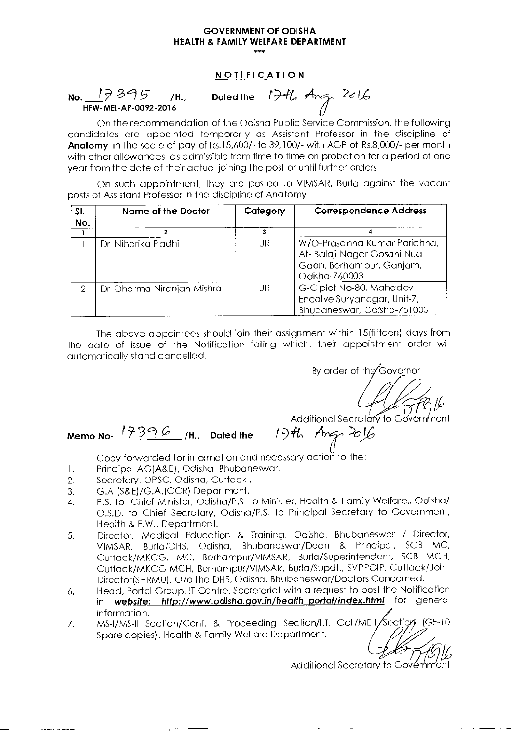**GOVERNMENT OF ODISHA**
**HEALTH & FAMILY WELFARE DEPARTMENT**
\*\*\*

**NOTIFICATION**

No. 17395 /H., Dated the 17th Aug. 2016
HFW-MEI-AP-0092-2016

On the recommendation of the Odisha Public Service Commission, the following candidates are appointed temporarily as Assistant Professor in the discipline of **Anatomy** in the scale of pay of Rs.15,600/- to 39,100/- with AGP of Rs.8,000/- per month with other allowances as admissible from time to time on probation for a period of one year from the date of their actual joining the post or until further orders.

On such appointment, they are posted to VIMSAR, Burla against the vacant posts of Assistant Professor in the discipline of Anatomy.

| Sl. No. | Name of the Doctor | Category | Correspondence Address |
|---|---|---|---|
| 1 | 2 | 3 | 4 |
| 1 | Dr. Niharika Padhi | UR | W/O-Prasanna Kumar Parichha, At- Balaji Nagar Gosani Nua Gaon, Berhampur, Ganjam, Odisha-760003 |
| 2 | Dr. Dharma Niranjan Mishra | UR | G-C plot No-80, Mahadev Encalve Suryanagar, Unit-7, Bhubaneswar, Odisha-751003 |

The above appointees should join their assignment within 15(fifteen) days from the date of issue of the Notification failing which, their appointment order will automatically stand cancelled.

By order of the Governor

Additional Secretary to Government

Memo No- 17396 /H., Dated the 17th Aug. 2016

Copy forwarded for information and necessary action to the:

1. Principal AG(A&E), Odisha, Bhubaneswar.
2. Secretary, OPSC, Odisha, Cuttack.
3. G.A.(S&E)/G.A.(CCR) Department.
4. P.S. to Chief Minister, Odisha/P.S. to Minister, Health & Family Welfare., Odisha/ O.S.D. to Chief Secretary, Odisha/P.S. to Principal Secretary to Government, Health & F.W., Department.
5. Director, Medical Education & Training, Odisha, Bhubaneswar / Director, VIMSAR, Burla/DHS, Odisha, Bhubaneswar/Dean & Principal, SCB MC, Cuttack/MKCG, MC, Berhampur/VIMSAR, Burla/Superintendent, SCB MCH, Cuttack/MKCG MCH, Berhampur/VIMSAR, Burla/Supdt., SVPPGIP, Cuttack/Joint Director(SHRMU), O/o the DHS, Odisha, Bhubaneswar/Doctors Concerned.
6. Head, Portal Group, IT Centre, Secretariat with a request to post the Notification in ***website: http://www.odisha.gov.in/health portal/index.html*** for general information.
7. MS-I/MS-II Section/Conf. & Proceeding Section/I.T. Cell/ME-I Section (GF-10 Spare copies), Health & Family Welfare Department.

Additional Secretary to Government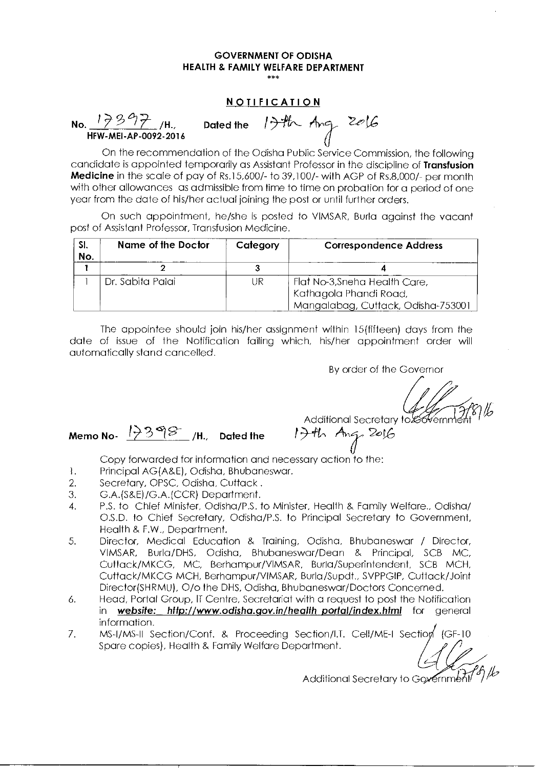**GOVERNMENT OF ODISHA**
**HEALTH & FAMILY WELFARE DEPARTMENT**

\*\*\*

**NOTIFICATION**

No. 17397 /H., Dated the 17th Aug 2016
HFW-MEI-AP-0092-2016

On the recommendation of the Odisha Public Service Commission, the following candidate is appointed temporarily as Assistant Professor in the discipline of **Transfusion Medicine** in the scale of pay of Rs.15,600/- to 39,100/- with AGP of Rs.8,000/- per month with other allowances as admissible from time to time on probation for a period of one year from the date of his/her actual joining the post or until further orders.

On such appointment, he/she is posted to VIMSAR, Burla against the vacant post of Assistant Professor, Transfusion Medicine.

| Sl. No. | Name of the Doctor | Category | Correspondence Address |
|---|---|---|---|
| 1 | 2 | 3 | 4 |
| 1 | Dr. Sabita Palai | UR | Flat No-3,Sneha Health Care, Kathagola Phandi Road, Mangalabag, Cuttack, Odisha-753001 |

The appointee should join his/her assignment within 15(fifteen) days from the date of issue of the Notification failing which, his/her appointment order will automatically stand cancelled.

By order of the Governor

Additional Secretary to Government 17/8/16

Memo No- 17398 /H., Dated the 17th Aug 2016

Copy forwarded for information and necessary action to the:

1. Principal AG(A&E), Odisha, Bhubaneswar.
2. Secretary, OPSC, Odisha, Cuttack.
3. G.A.(S&E)/G.A.(CCR) Department.
4. P.S. to Chief Minister, Odisha/P.S. to Minister, Health & Family Welfare., Odisha/ O.S.D. to Chief Secretary, Odisha/P.S. to Principal Secretary to Government, Health & F.W., Department.
5. Director, Medical Education & Training, Odisha, Bhubaneswar / Director, VIMSAR, Burla/DHS, Odisha, Bhubaneswar/Dean & Principal, SCB MC, Cuttack/MKCG, MC, Berhampur/VIMSAR, Burla/Superintendent, SCB MCH, Cuttack/MKCG MCH, Berhampur/VIMSAR, Burla/Supdt., SVPPGIP, Cuttack/Joint Director(SHRMU), O/o the DHS, Odisha, Bhubaneswar/Doctors Concerned.
6. Head, Portal Group, IT Centre, Secretariat with a request to post the Notification in ***website: http://www.odisha.gov.in/health portal/index.html*** for general information.
7. MS-I/MS-II Section/Conf. & Proceeding Section/I.T. Cell/ME-I Section (GF-10 Spare copies), Health & Family Welfare Department.

Additional Secretary to Government 17/8/16